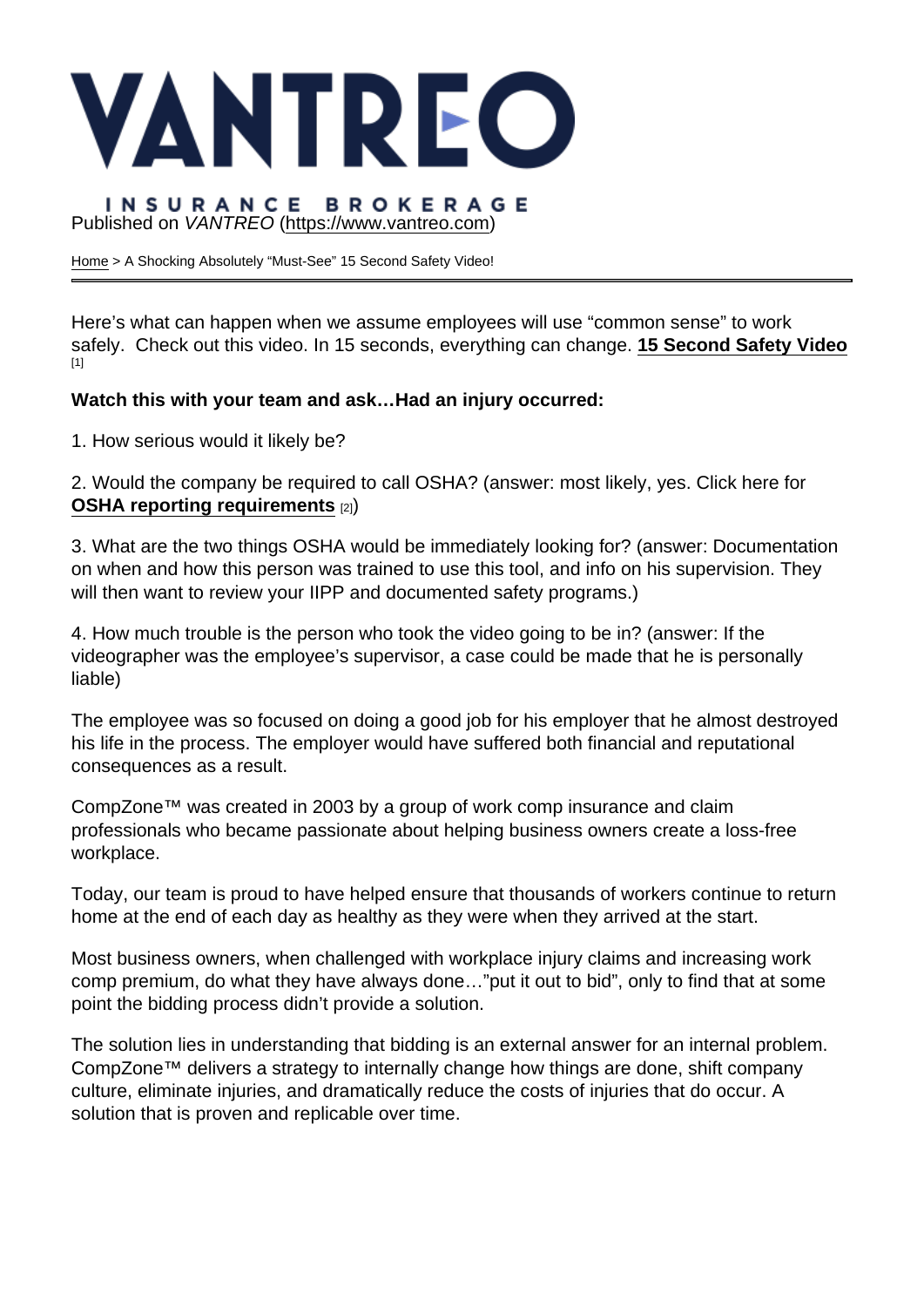# VANTREO

INSURANCE BROKERAGE

Published on *VANTREO* (https://www.vantreo.com)

Home > A Shocking Absolutely "Must-See" 15 Second Safety Video!

---

Here's what can happen when we assume employees will use "common sense" to work safely. Check out this video. In 15 seconds, everything can change. **15 Second Safety Video** [1]

**Watch this with your team and ask…Had an injury occurred:**

1. How serious would it likely be?

2. Would the company be required to call OSHA? (answer: most likely, yes. Click here for **OSHA reporting requirements** [2])

3. What are the two things OSHA would be immediately looking for? (answer: Documentation on when and how this person was trained to use this tool, and info on his supervision. They will then want to review your IIPP and documented safety programs.)

4. How much trouble is the person who took the video going to be in? (answer: If the videographer was the employee's supervisor, a case could be made that he is personally liable)

The employee was so focused on doing a good job for his employer that he almost destroyed his life in the process. The employer would have suffered both financial and reputational consequences as a result.

CompZone™ was created in 2003 by a group of work comp insurance and claim professionals who became passionate about helping business owners create a loss-free workplace.

Today, our team is proud to have helped ensure that thousands of workers continue to return home at the end of each day as healthy as they were when they arrived at the start.

Most business owners, when challenged with workplace injury claims and increasing work comp premium, do what they have always done…"put it out to bid", only to find that at some point the bidding process didn't provide a solution.

The solution lies in understanding that bidding is an external answer for an internal problem. CompZone™ delivers a strategy to internally change how things are done, shift company culture, eliminate injuries, and dramatically reduce the costs of injuries that do occur. A solution that is proven and replicable over time.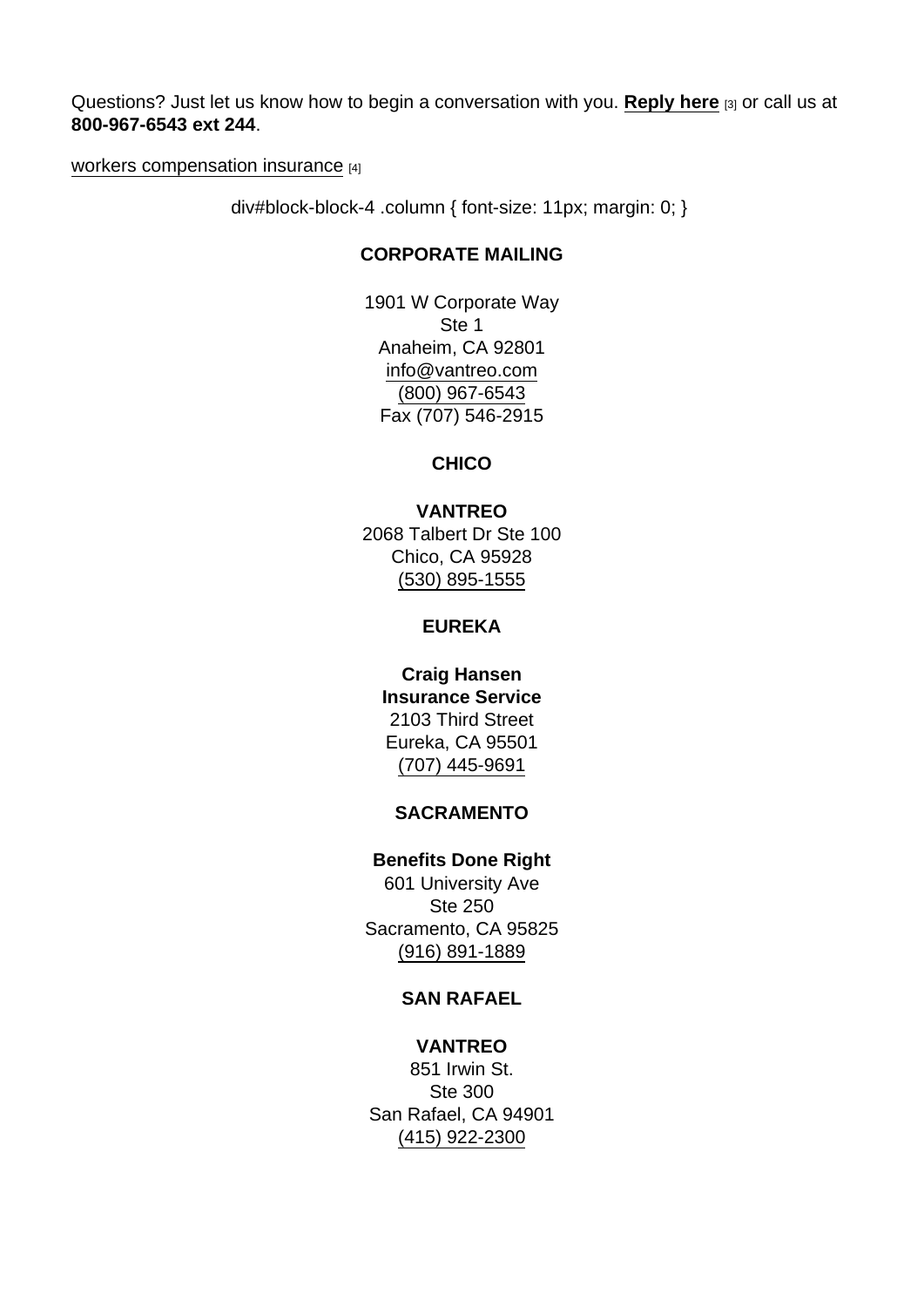Questions? Just let us know how to begin a conversation with you. **Reply here** [3] or call us at **800-967-6543 ext 244**.

workers compensation insurance [4]

div#block-block-4 .column { font-size: 11px; margin: 0; }

**CORPORATE MAILING**

1901 W Corporate Way
Ste 1
Anaheim, CA 92801
info@vantreo.com
(800) 967-6543
Fax (707) 546-2915

**CHICO**

**VANTREO**
2068 Talbert Dr Ste 100
Chico, CA 95928
(530) 895-1555

**EUREKA**

**Craig Hansen**
**Insurance Service**
2103 Third Street
Eureka, CA 95501
(707) 445-9691

**SACRAMENTO**

**Benefits Done Right**
601 University Ave
Ste 250
Sacramento, CA 95825
(916) 891-1889

**SAN RAFAEL**

**VANTREO**
851 Irwin St.
Ste 300
San Rafael, CA 94901
(415) 922-2300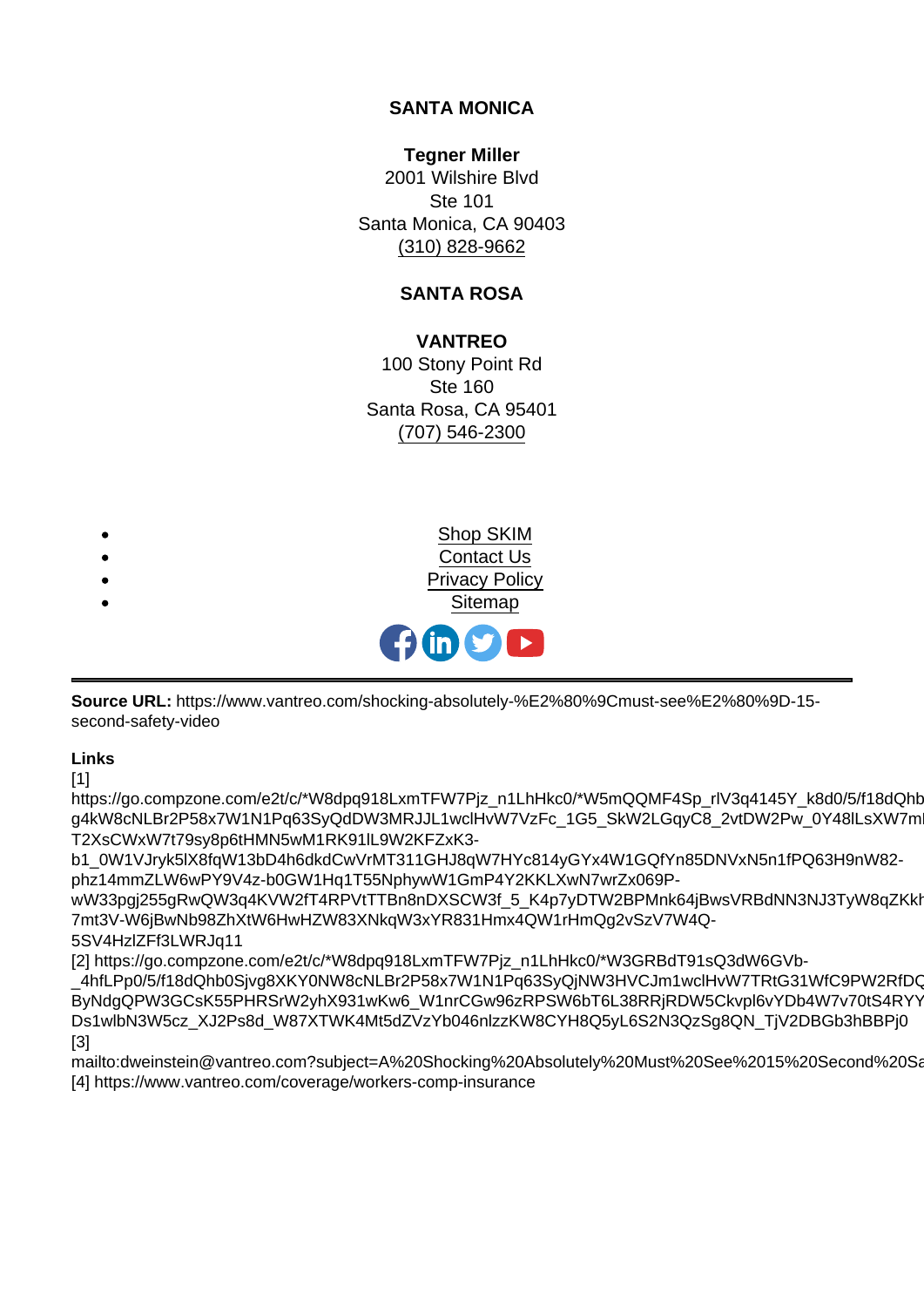**SANTA MONICA**

**Tegner Miller**
2001 Wilshire Blvd
Ste 101
Santa Monica, CA 90403
(310) 828-9662

**SANTA ROSA**

**VANTREO**
100 Stony Point Rd
Ste 160
Santa Rosa, CA 95401
(707) 546-2300

- Shop SKIM
- Contact Us
- Privacy Policy
- Sitemap

---

**Source URL:** https://www.vantreo.com/shocking-absolutely-%E2%80%9Cmust-see%E2%80%9D-15-second-safety-video

**Links**
[1]
https://go.compzone.com/e2t/c/*W8dpq918LxmTFW7Pjz_n1LhHkc0/*W5mQQMF4Sp_rlV3q4145Y_k8d0/5/f18dQhb g4kW8cNLBr2P58x7W1N1Pq63SyQdDW3MRJJL1wclHvW7VzFc_1G5_SkW2LGqyC8_2vtDW2Pw_0Y48lLsXW7m T2XsCWxW7t79sy8p6tHMN5wM1RK91lL9W2KFZxK3-b1_0W1VJryk5lX8fqW13bD4h6dkdCwVrMT311GHJ8qW7HYc814yGYx4W1GQfYn85DNVxN5n1fPQ63H9nW82-phz14mmZLW6wPY9V4z-b0GW1Hq1T55NphywW1GmP4Y2KKLXwN7wrZx069P-wW33pgj255gRwQW3q4KVW2fT4RPVtTTBn8nDXSCW3f_5_K4p7yDTW2BPMnk64jBwsVRBdNN3NJ3TyW8qZKk 7mt3V-W6jBwNb98ZhXtW6HwHZW83XNkqW3xYR831Hmx4QW1rHmQg2vSzV7W4Q-5SV4HzlZFf3LWRJq11
[2] https://go.compzone.com/e2t/c/*W8dpq918LxmTFW7Pjz_n1LhHkc0/*W3GRBdT91sQ3dW6GVb-_4hfLPp0/5/f18dQhb0Sjvg8XKY0NW8cNLBr2P58x7W1N1Pq63SyQjNW3HVCJm1wclHvW7TRtG31WfC9PW2RfDQ ByNdgQPW3GCsK55PHRSrW2yhX931wKw6_W1nrCGw96zRPSW6bT6L38RRjRDW5Ckvpl6vYDb4W7v70tS4RYY Ds1wlbN3W5cz_XJ2Ps8d_W87XTWK4Mt5dZVzYb046nlzzKW8CYH8Q5yL6S2N3QzSg8QN_TjV2DBGb3hBBPj0
[3]
mailto:dweinstein@vantreo.com?subject=A%20Shocking%20Absolutely%20Must%20See%2015%20Second%20Sa
[4] https://www.vantreo.com/coverage/workers-comp-insurance